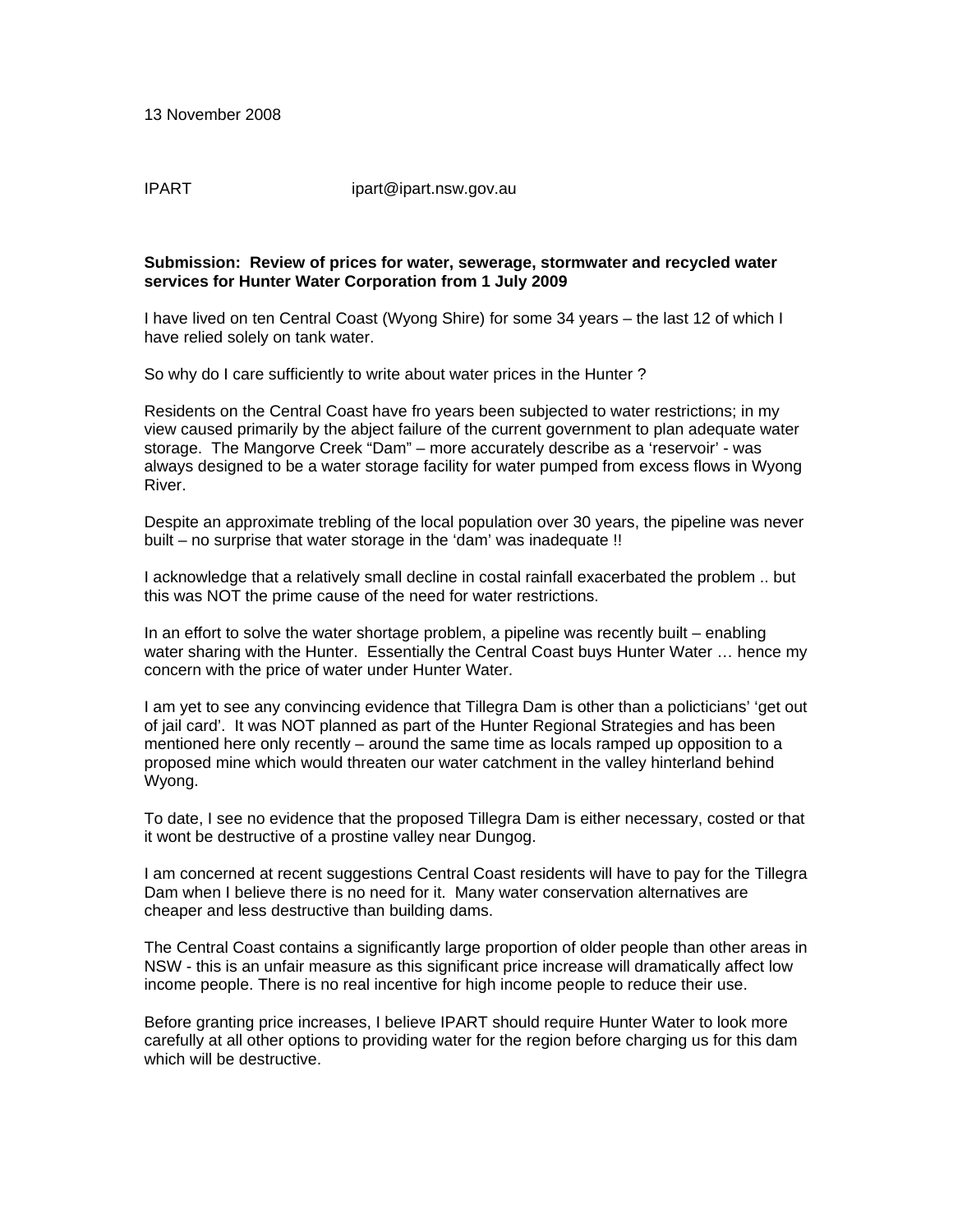13 November 2008

IPART ipart@ipart.nsw.gov.au

**Submission: Review of prices for water, sewerage, stormwater and recycled water services for Hunter Water Corporation from 1 July 2009**

I have lived on ten Central Coast (Wyong Shire) for some 34 years – the last 12 of which I have relied solely on tank water.

So why do I care sufficiently to write about water prices in the Hunter ?

Residents on the Central Coast have fro years been subjected to water restrictions; in my view caused primarily by the abject failure of the current government to plan adequate water storage. The Mangorve Creek "Dam" – more accurately describe as a 'reservoir' - was always designed to be a water storage facility for water pumped from excess flows in Wyong River.

Despite an approximate trebling of the local population over 30 years, the pipeline was never built – no surprise that water storage in the 'dam' was inadequate !!

I acknowledge that a relatively small decline in costal rainfall exacerbated the problem .. but this was NOT the prime cause of the need for water restrictions.

In an effort to solve the water shortage problem, a pipeline was recently built – enabling water sharing with the Hunter. Essentially the Central Coast buys Hunter Water … hence my concern with the price of water under Hunter Water.

I am yet to see any convincing evidence that Tillegra Dam is other than a policticians' 'get out of jail card'. It was NOT planned as part of the Hunter Regional Strategies and has been mentioned here only recently – around the same time as locals ramped up opposition to a proposed mine which would threaten our water catchment in the valley hinterland behind Wyong.

To date, I see no evidence that the proposed Tillegra Dam is either necessary, costed or that it wont be destructive of a prostine valley near Dungog.

I am concerned at recent suggestions Central Coast residents will have to pay for the Tillegra Dam when I believe there is no need for it. Many water conservation alternatives are cheaper and less destructive than building dams.

The Central Coast contains a significantly large proportion of older people than other areas in NSW - this is an unfair measure as this significant price increase will dramatically affect low income people. There is no real incentive for high income people to reduce their use.

Before granting price increases, I believe IPART should require Hunter Water to look more carefully at all other options to providing water for the region before charging us for this dam which will be destructive.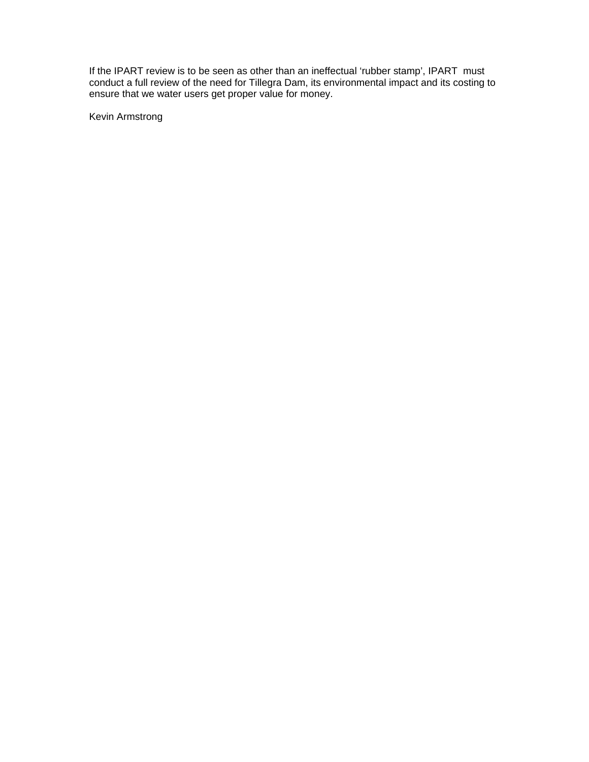If the IPART review is to be seen as other than an ineffectual ‘rubber stamp’, IPART must conduct a full review of the need for Tillegra Dam, its environmental impact and its costing to ensure that we water users get proper value for money.

Kevin Armstrong